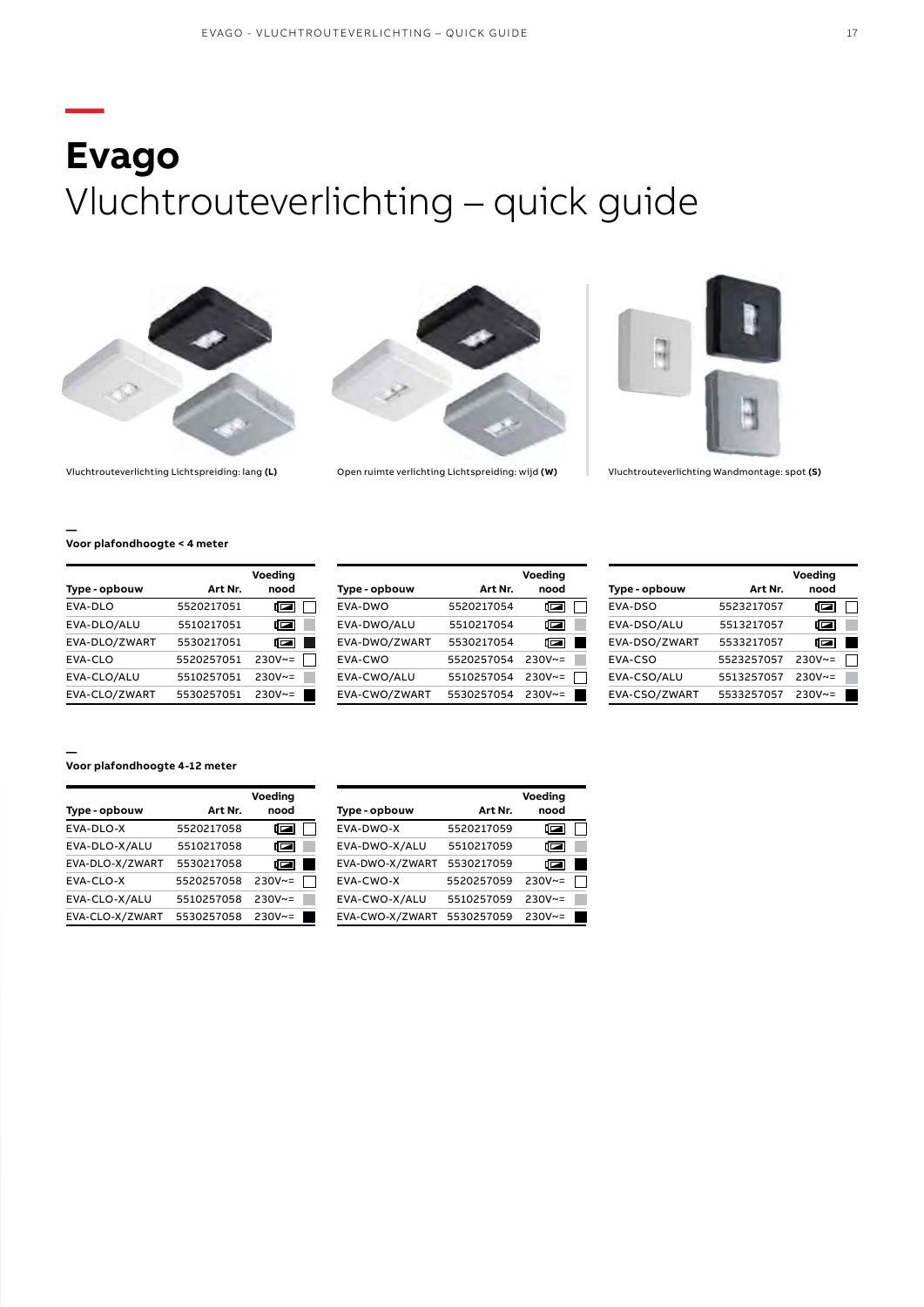# **Evago**
# Vluchtrouteverlichting – quick guide

Vluchtrouteverlichting Lichtspreiding: lang **(L)**

Open ruimte verlichting Lichtspreiding: wijd **(W)**

Vluchtrouteverlichting Wandmontage: spot **(S)**

**Voor plafondhoogte < 4 meter**

| Type - opbouw | Art Nr. | Voeding nood | |
|---|---|---|---|
| EVA-DLO | 5520217051 | 🔋 | ☐ |
| EVA-DLO/ALU | 5510217051 | 🔋 | ▒ |
| EVA-DLO/ZWART | 5530217051 | 🔋 | ■ |
| EVA-CLO | 5520257051 | 230V~= | ☐ |
| EVA-CLO/ALU | 5510257051 | 230V~= | ▒ |
| EVA-CLO/ZWART | 5530257051 | 230V~= | ■ |

| Type - opbouw | Art Nr. | Voeding nood | |
|---|---|---|---|
| EVA-DWO | 5520217054 | 🔋 | ☐ |
| EVA-DWO/ALU | 5510217054 | 🔋 | ▒ |
| EVA-DWO/ZWART | 5530217054 | 🔋 | ■ |
| EVA-CWO | 5520257054 | 230V~= | ▒ |
| EVA-CWO/ALU | 5510257054 | 230V~= | ☐ |
| EVA-CWO/ZWART | 5530257054 | 230V~= | ■ |

| Type - opbouw | Art Nr. | Voeding nood | |
|---|---|---|---|
| EVA-DSO | 5523217057 | 🔋 | ☐ |
| EVA-DSO/ALU | 5513217057 | 🔋 | ▒ |
| EVA-DSO/ZWART | 5533217057 | 🔋 | ■ |
| EVA-CSO | 5523257057 | 230V~= | ☐ |
| EVA-CSO/ALU | 5513257057 | 230V~= | ▒ |
| EVA-CSO/ZWART | 5533257057 | 230V~= | ■ |

**Voor plafondhoogte 4-12 meter**

| Type - opbouw | Art Nr. | Voeding nood | |
|---|---|---|---|
| EVA-DLO-X | 5520217058 | 🔋 | ☐ |
| EVA-DLO-X/ALU | 5510217058 | 🔋 | ▒ |
| EVA-DLO-X/ZWART | 5530217058 | 🔋 | ■ |
| EVA-CLO-X | 5520257058 | 230V~= | ☐ |
| EVA-CLO-X/ALU | 5510257058 | 230V~= | ▒ |
| EVA-CLO-X/ZWART | 5530257058 | 230V~= | ■ |

| Type - opbouw | Art Nr. | Voeding nood | |
|---|---|---|---|
| EVA-DWO-X | 5520217059 | 🔋 | ☐ |
| EVA-DWO-X/ALU | 5510217059 | 🔋 | ▒ |
| EVA-DWO-X/ZWART | 5530217059 | 🔋 | ■ |
| EVA-CWO-X | 5520257059 | 230V~= | ☐ |
| EVA-CWO-X/ALU | 5510257059 | 230V~= | ▒ |
| EVA-CWO-X/ZWART | 5530257059 | 230V~= | ■ |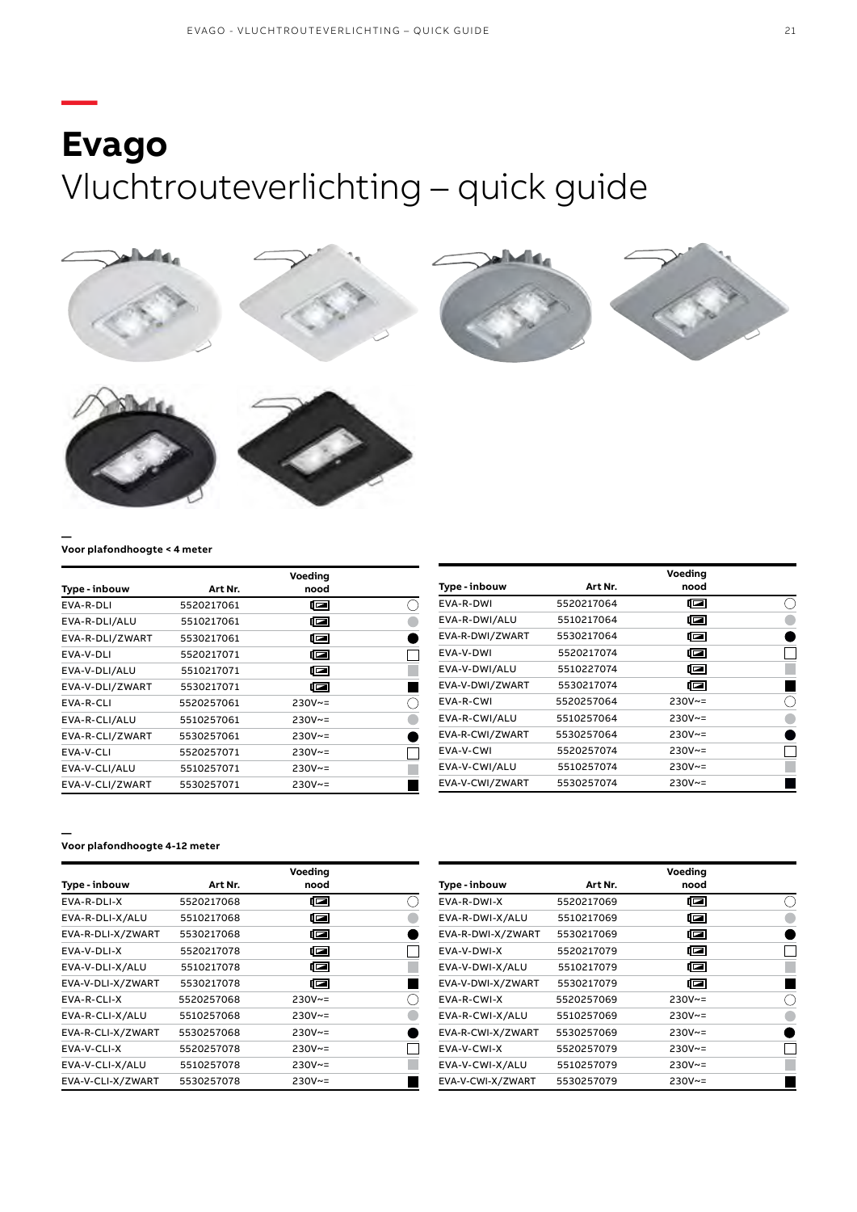# **Evago**
## Vluchtrouteverlichting – quick guide

### Voor plafondhoogte < 4 meter

| Type - inbouw | Art Nr. | Voeding nood | |
|---|---|---|---|
| EVA-R-DLI | 5520217061 | ▭ | ○ |
| EVA-R-DLI/ALU | 5510217061 | ▭ | ◍ |
| EVA-R-DLI/ZWART | 5530217061 | ▭ | ● |
| EVA-V-DLI | 5520217071 | ▭ | □ |
| EVA-V-DLI/ALU | 5510217071 | ▭ | ▩ |
| EVA-V-DLI/ZWART | 5530217071 | ▭ | ■ |
| EVA-R-CLI | 5520257061 | 230V~= | ○ |
| EVA-R-CLI/ALU | 5510257061 | 230V~= | ◍ |
| EVA-R-CLI/ZWART | 5530257061 | 230V~= | ● |
| EVA-V-CLI | 5520257071 | 230V~= | □ |
| EVA-V-CLI/ALU | 5510257071 | 230V~= | ▩ |
| EVA-V-CLI/ZWART | 5530257071 | 230V~= | ■ |

| Type - inbouw | Art Nr. | Voeding nood | |
|---|---|---|---|
| EVA-R-DWI | 5520217064 | ▭ | ○ |
| EVA-R-DWI/ALU | 5510217064 | ▭ | ◍ |
| EVA-R-DWI/ZWART | 5530217064 | ▭ | ● |
| EVA-V-DWI | 5520217074 | ▭ | □ |
| EVA-V-DWI/ALU | 5510227074 | ▭ | ▩ |
| EVA-V-DWI/ZWART | 5530217074 | ▭ | ■ |
| EVA-R-CWI | 5520257064 | 230V~= | ○ |
| EVA-R-CWI/ALU | 5510257064 | 230V~= | ◍ |
| EVA-R-CWI/ZWART | 5530257064 | 230V~= | ● |
| EVA-V-CWI | 5520257074 | 230V~= | □ |
| EVA-V-CWI/ALU | 5510257074 | 230V~= | ▩ |
| EVA-V-CWI/ZWART | 5530257074 | 230V~= | ■ |

### Voor plafondhoogte 4-12 meter

| Type - inbouw | Art Nr. | Voeding nood | |
|---|---|---|---|
| EVA-R-DLI-X | 5520217068 | ▭ | ○ |
| EVA-R-DLI-X/ALU | 5510217068 | ▭ | ◍ |
| EVA-R-DLI-X/ZWART | 5530217068 | ▭ | ● |
| EVA-V-DLI-X | 5520217078 | ▭ | □ |
| EVA-V-DLI-X/ALU | 5510217078 | ▭ | ▩ |
| EVA-V-DLI-X/ZWART | 5530217078 | ▭ | ■ |
| EVA-R-CLI-X | 5520257068 | 230V~= | ○ |
| EVA-R-CLI-X/ALU | 5510257068 | 230V~= | ◍ |
| EVA-R-CLI-X/ZWART | 5530257068 | 230V~= | ● |
| EVA-V-CLI-X | 5520257078 | 230V~= | □ |
| EVA-V-CLI-X/ALU | 5510257078 | 230V~= | ▩ |
| EVA-V-CLI-X/ZWART | 5530257078 | 230V~= | ■ |

| Type - inbouw | Art Nr. | Voeding nood | |
|---|---|---|---|
| EVA-R-DWI-X | 5520217069 | ▭ | ○ |
| EVA-R-DWI-X/ALU | 5510217069 | ▭ | ◍ |
| EVA-R-DWI-X/ZWART | 5530217069 | ▭ | ● |
| EVA-V-DWI-X | 5520217079 | ▭ | □ |
| EVA-V-DWI-X/ALU | 5510217079 | ▭ | ▩ |
| EVA-V-DWI-X/ZWART | 5530217079 | ▭ | ■ |
| EVA-R-CWI-X | 5520257069 | 230V~= | ○ |
| EVA-R-CWI-X/ALU | 5510257069 | 230V~= | ◍ |
| EVA-R-CWI-X/ZWART | 5530257069 | 230V~= | ● |
| EVA-V-CWI-X | 5520257079 | 230V~= | □ |
| EVA-V-CWI-X/ALU | 5510257079 | 230V~= | ▩ |
| EVA-V-CWI-X/ZWART | 5530257079 | 230V~= | ■ |